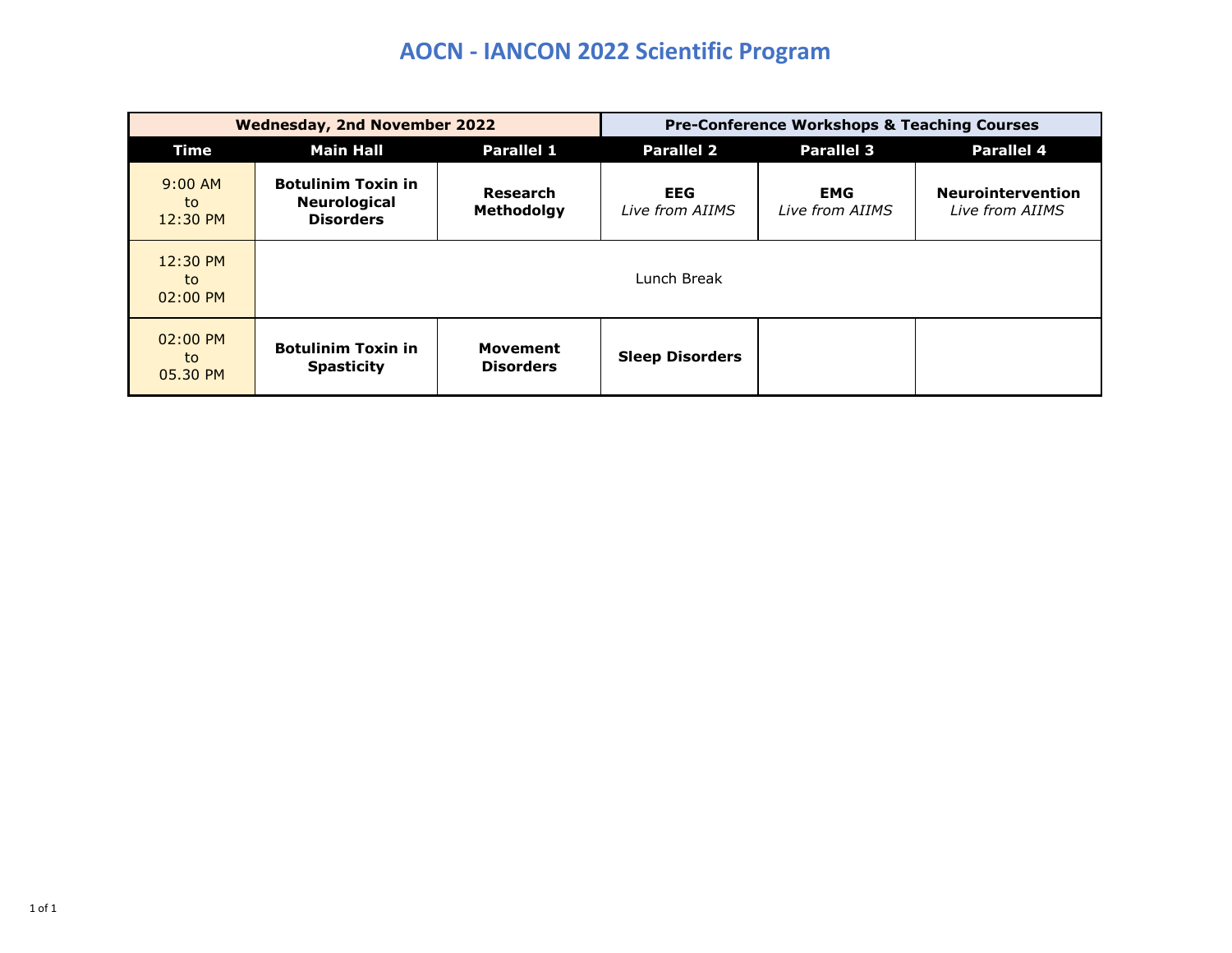# AOCN - IANCON 2022 Scientific Program

| Wednesday, 2nd November 2022 | | | Pre-Conference Workshops & Teaching Courses | | |
|---|---|---|---|---|---|
| **Time** | **Main Hall** | **Parallel 1** | **Parallel 2** | **Parallel 3** | **Parallel 4** |
| 9:00 AM to 12:30 PM | **Botulinim Toxin in Neurological Disorders** | **Research Methodolgy** | **EEG** *Live from AIIMS* | **EMG** *Live from AIIMS* | **Neurointervention** *Live from AIIMS* |
| 12:30 PM to 02:00 PM | Lunch Break | | | | |
| 02:00 PM to 05.30 PM | **Botulinim Toxin in Spasticity** | **Movement Disorders** | **Sleep Disorders** | | |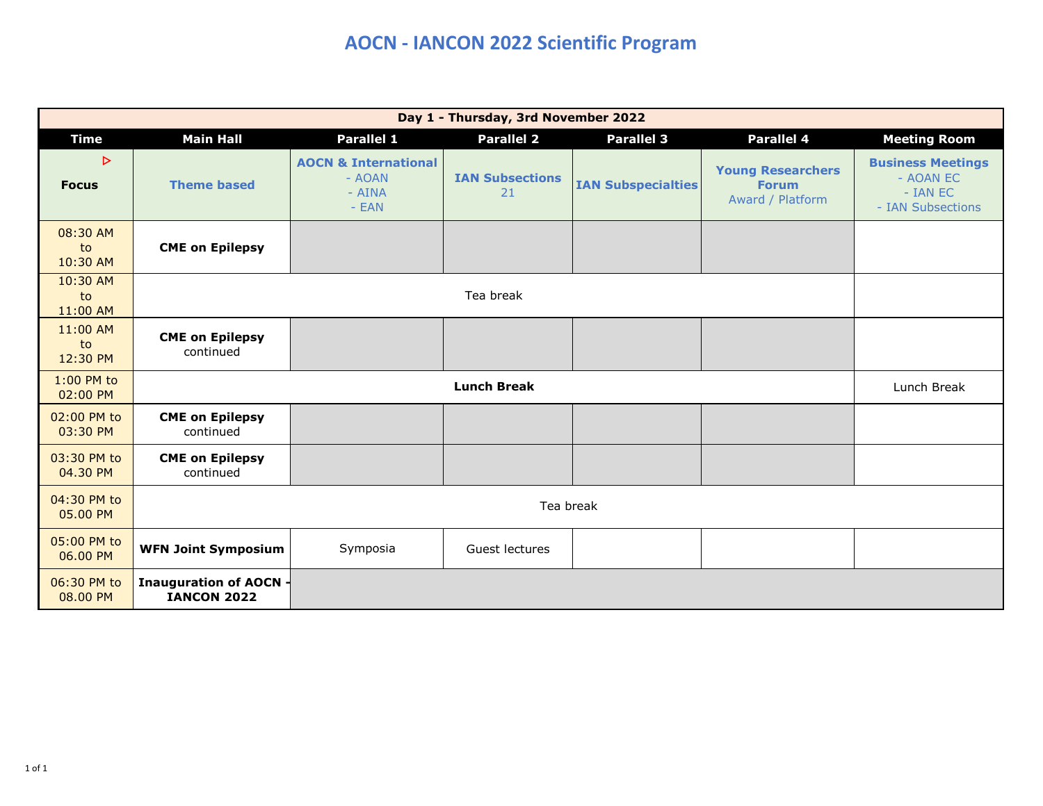# AOCN - IANCON 2022 Scientific Program

| Day 1 - Thursday, 3rd November 2022 | | | | | | |
|---|---|---|---|---|---|---|
| **Time** | **Main Hall** | **Parallel 1** | **Parallel 2** | **Parallel 3** | **Parallel 4** | **Meeting Room** |
| ▷ **Focus** | **Theme based** | **AOCN & International** - AOAN - AINA - EAN | **IAN Subsections** 21 | **IAN Subspecialties** | **Young Researchers Forum** Award / Platform | **Business Meetings** - AOAN EC - IAN EC - IAN Subsections |
| 08:30 AM to 10:30 AM | **CME on Epilepsy** | | | | | |
| 10:30 AM to 11:00 AM | Tea break | | | | | |
| 11:00 AM to 12:30 PM | **CME on Epilepsy** continued | | | | | |
| 1:00 PM to 02:00 PM | **Lunch Break** | | | | | Lunch Break |
| 02:00 PM to 03:30 PM | **CME on Epilepsy** continued | | | | | |
| 03:30 PM to 04.30 PM | **CME on Epilepsy** continued | | | | | |
| 04:30 PM to 05.00 PM | Tea break | | | | | |
| 05:00 PM to 06.00 PM | **WFN Joint Symposium** | Symposia | Guest lectures | | | |
| 06:30 PM to 08.00 PM | **Inauguration of AOCN - IANCON 2022** | | | | | |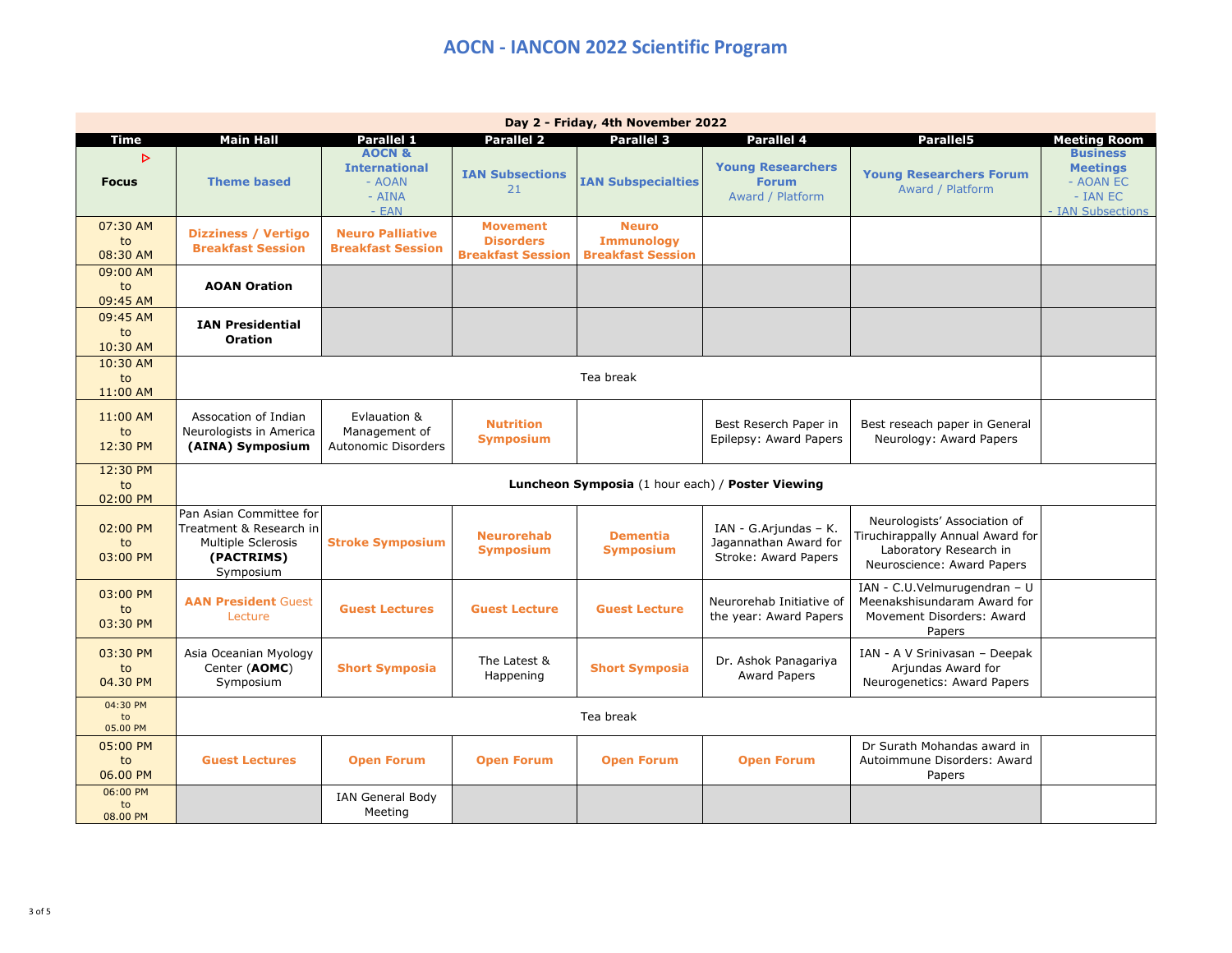# AOCN - IANCON 2022 Scientific Program

| Day 2 - Friday, 4th November 2022 | | | | | | | |
|---|---|---|---|---|---|---|---|
| **Time** | **Main Hall** | **Parallel 1** | **Parallel 2** | **Parallel 3** | **Parallel 4** | **Parallel5** | **Meeting Room** |
| ▷ **Focus** | **Theme based** | **AOCN & International** - AOAN - AINA - EAN | **IAN Subsections** 21 | **IAN Subspecialties** | **Young Researchers Forum** Award / Platform | **Young Researchers Forum** Award / Platform | **Business Meetings** - AOAN EC - IAN EC - IAN Subsections |
| 07:30 AM to 08:30 AM | **Dizziness / Vertigo Breakfast Session** | **Neuro Palliative Breakfast Session** | **Movement Disorders Breakfast Session** | **Neuro Immunology Breakfast Session** | | | |
| 09:00 AM to 09:45 AM | **AOAN Oration** | | | | | | |
| 09:45 AM to 10:30 AM | **IAN Presidential Oration** | | | | | | |
| 10:30 AM to 11:00 AM | Tea break | | | | | | |
| 11:00 AM to 12:30 PM | Assocation of Indian Neurologists in America **(AINA) Symposium** | Evlauation & Management of Autonomic Disorders | **Nutrition Symposium** | | Best Reserch Paper in Epilepsy: Award Papers | Best reseach paper in General Neurology: Award Papers | |
| 12:30 PM to 02:00 PM | **Luncheon Symposia** (1 hour each) / **Poster Viewing** | | | | | | |
| 02:00 PM to 03:00 PM | Pan Asian Committee for Treatment & Research in Multiple Sclerosis **(PACTRIMS)** Symposium | **Stroke Symposium** | **Neurorehab Symposium** | **Dementia Symposium** | IAN - G.Arjundas – K. Jagannathan Award for Stroke: Award Papers | Neurologists' Association of Tiruchirappally Annual Award for Laboratory Research in Neuroscience: Award Papers | |
| 03:00 PM to 03:30 PM | **AAN President** Guest Lecture | **Guest Lectures** | **Guest Lecture** | **Guest Lecture** | Neurorehab Initiative of the year: Award Papers | IAN - C.U.Velmurugendran – U Meenakshisundaram Award for Movement Disorders: Award Papers | |
| 03:30 PM to 04.30 PM | Asia Oceanian Myology Center (**AOMC**) Symposium | **Short Symposia** | The Latest & Happening | **Short Symposia** | Dr. Ashok Panagariya Award Papers | IAN - A V Srinivasan – Deepak Arjundas Award for Neurogenetics: Award Papers | |
| 04:30 PM to 05.00 PM | Tea break | | | | | | |
| 05:00 PM to 06.00 PM | **Guest Lectures** | **Open Forum** | **Open Forum** | **Open Forum** | **Open Forum** | Dr Surath Mohandas award in Autoimmune Disorders: Award Papers | |
| 06:00 PM to 08.00 PM | | IAN General Body Meeting | | | | | |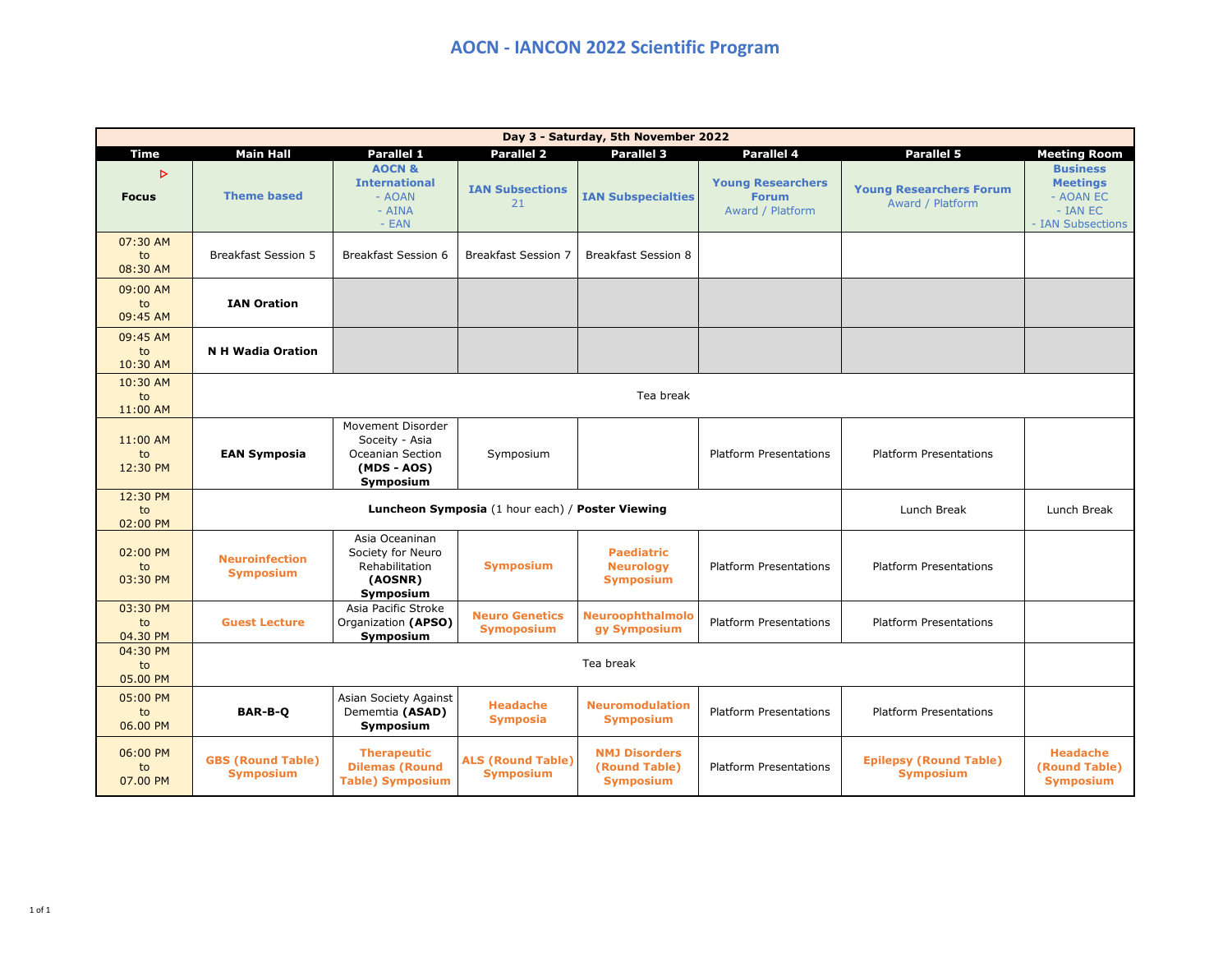# AOCN - IANCON 2022 Scientific Program

| Day 3 - Saturday, 5th November 2022 | | | | | | | |
|---|---|---|---|---|---|---|---|
| **Time** | **Main Hall** | **Parallel 1** | **Parallel 2** | **Parallel 3** | **Parallel 4** | **Parallel 5** | **Meeting Room** |
| ▷ **Focus** | **Theme based** | **AOCN & International** - AOAN - AINA - EAN | **IAN Subsections** 21 | **IAN Subspecialties** | **Young Researchers Forum** Award / Platform | **Young Researchers Forum** Award / Platform | **Business Meetings** - AOAN EC - IAN EC - IAN Subsections |
| 07:30 AM to 08:30 AM | Breakfast Session 5 | Breakfast Session 6 | Breakfast Session 7 | Breakfast Session 8 | | | |
| 09:00 AM to 09:45 AM | **IAN Oration** | | | | | | |
| 09:45 AM to 10:30 AM | **N H Wadia Oration** | | | | | | |
| 10:30 AM to 11:00 AM | Tea break | | | | | | |
| 11:00 AM to 12:30 PM | **EAN Symposia** | Movement Disorder Soceity - Asia Oceanian Section **(MDS - AOS) Symposium** | Symposium | | Platform Presentations | Platform Presentations | |
| 12:30 PM to 02:00 PM | **Luncheon Symposia** (1 hour each) / **Poster Viewing** | | | | | Lunch Break | Lunch Break |
| 02:00 PM to 03:30 PM | **Neuroinfection Symposium** | Asia Oceaninan Society for Neuro Rehabilitation **(AOSNR) Symposium** | **Symposium** | **Paediatric Neurology Symposium** | Platform Presentations | Platform Presentations | |
| 03:30 PM to 04.30 PM | **Guest Lecture** | Asia Pacific Stroke Organization **(APSO) Symposium** | **Neuro Genetics Symoposium** | **Neuroophthalmology Symposium** | Platform Presentations | Platform Presentations | |
| 04:30 PM to 05.00 PM | Tea break | | | | | | |
| 05:00 PM to 06.00 PM | **BAR-B-Q** | Asian Society Against Dememtia **(ASAD) Symposium** | **Headache Symposia** | **Neuromodulation Symposium** | Platform Presentations | Platform Presentations | |
| 06:00 PM to 07.00 PM | **GBS (Round Table) Symposium** | **Therapeutic Dilemas (Round Table) Symposium** | **ALS (Round Table) Symposium** | **NMJ Disorders (Round Table) Symposium** | Platform Presentations | **Epilepsy (Round Table) Symposium** | **Headache (Round Table) Symposium** |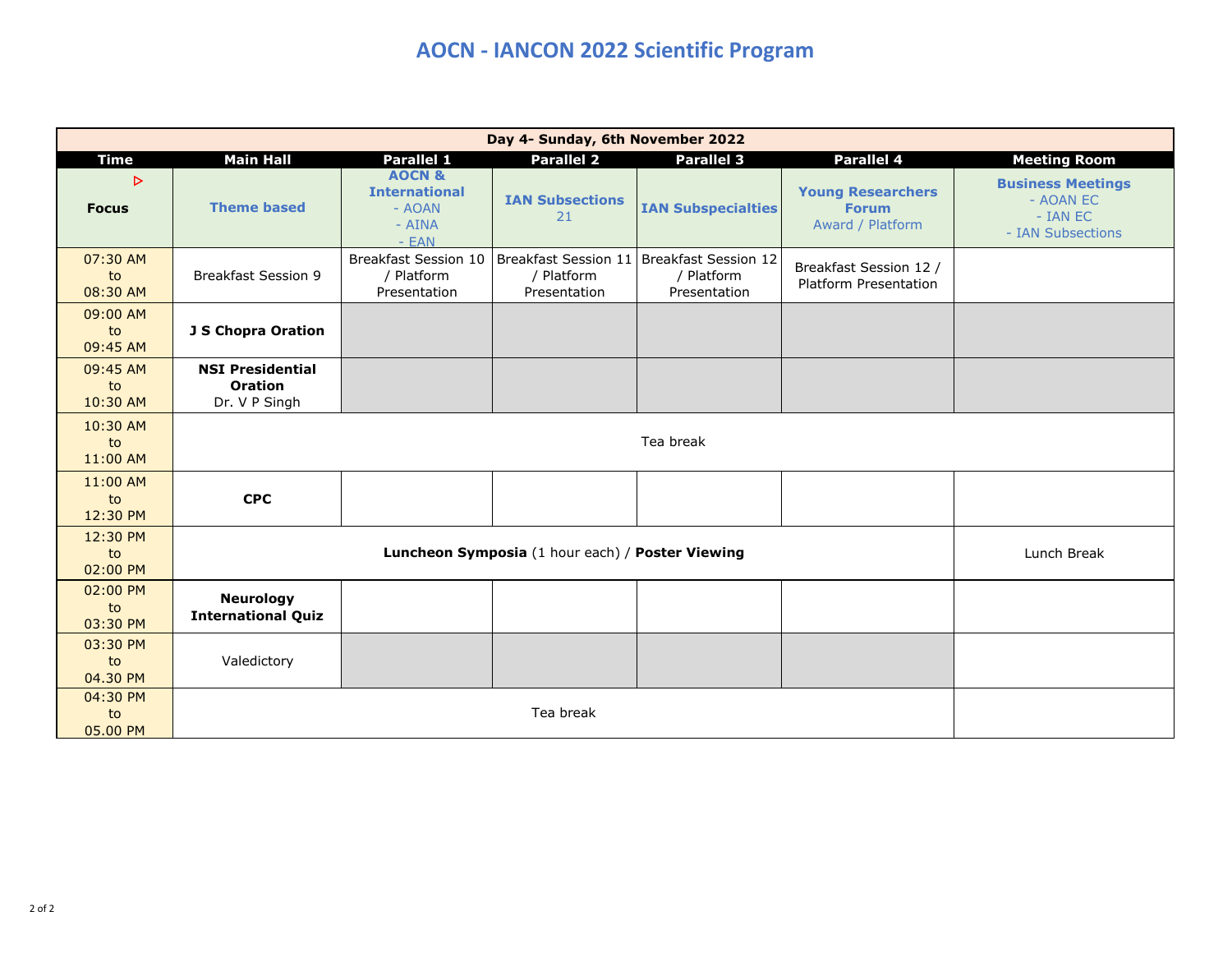# AOCN - IANCON 2022 Scientific Program

| Day 4- Sunday, 6th November 2022 | | | | | | |
|---|---|---|---|---|---|---|
| **Time** | **Main Hall** | **Parallel 1** | **Parallel 2** | **Parallel 3** | **Parallel 4** | **Meeting Room** |
| ▷ **Focus** | **Theme based** | **AOCN & International** - AOAN - AINA - EAN | **IAN Subsections** 21 | **IAN Subspecialties** | **Young Researchers Forum** Award / Platform | **Business Meetings** - AOAN EC - IAN EC - IAN Subsections |
| 07:30 AM to 08:30 AM | Breakfast Session 9 | Breakfast Session 10 / Platform Presentation | Breakfast Session 11 / Platform Presentation | Breakfast Session 12 / Platform Presentation | Breakfast Session 12 / Platform Presentation | |
| 09:00 AM to 09:45 AM | **J S Chopra Oration** | | | | | |
| 09:45 AM to 10:30 AM | **NSI Presidential Oration** Dr. V P Singh | | | | | |
| 10:30 AM to 11:00 AM | Tea break | | | | | |
| 11:00 AM to 12:30 PM | **CPC** | | | | | |
| 12:30 PM to 02:00 PM | **Luncheon Symposia** (1 hour each) / **Poster Viewing** | | | | | Lunch Break |
| 02:00 PM to 03:30 PM | **Neurology International Quiz** | | | | | |
| 03:30 PM to 04.30 PM | Valedictory | | | | | |
| 04:30 PM to 05.00 PM | Tea break | | | | | |